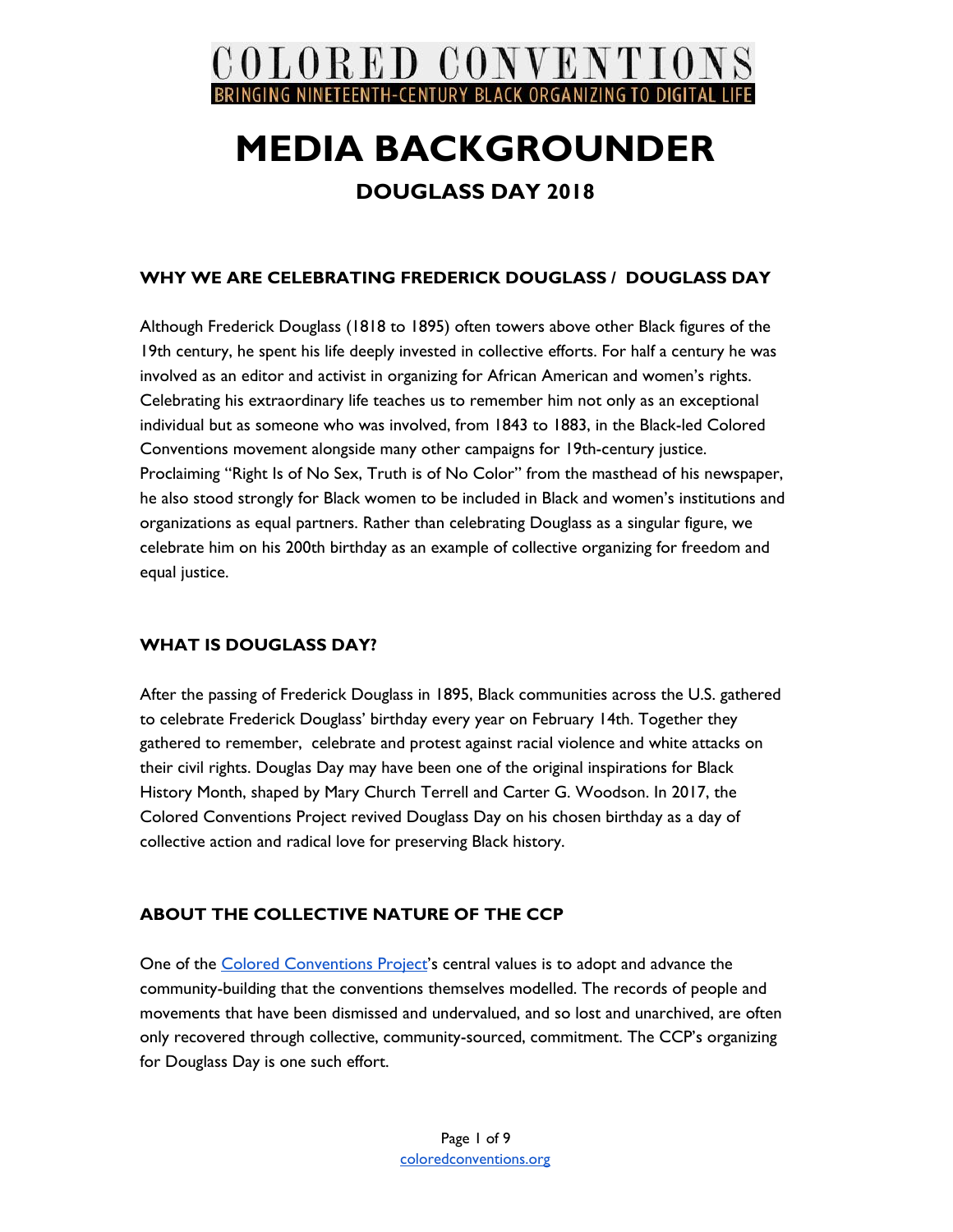# COLORED CONVENTIONS

BRINGING NINETEENTH-CENTURY BLACK ORGANIZING TO DIGITAL LIFE

# MEDIA BACKGROUNDER

## DOUGLASS DAY 2018

### WHY WE ARE CELEBRATING FREDERICK DOUGLASS / DOUGLASS DAY

Although Frederick Douglass (1818 to 1895) often towers above other Black figures of the 19th century, he spent his life deeply invested in collective efforts. For half a century he was involved as an editor and activist in organizing for African American and women's rights. Celebrating his extraordinary life teaches us to remember him not only as an exceptional individual but as someone who was involved, from 1843 to 1883, in the Black-led Colored Conventions movement alongside many other campaigns for 19th-century justice. Proclaiming "Right Is of No Sex, Truth is of No Color" from the masthead of his newspaper, he also stood strongly for Black women to be included in Black and women's institutions and organizations as equal partners. Rather than celebrating Douglass as a singular figure, we celebrate him on his 200th birthday as an example of collective organizing for freedom and equal justice.

### WHAT IS DOUGLASS DAY?

After the passing of Frederick Douglass in 1895, Black communities across the U.S. gathered to celebrate Frederick Douglass' birthday every year on February 14th. Together they gathered to remember, celebrate and protest against racial violence and white attacks on their civil rights. Douglas Day may have been one of the original inspirations for Black History Month, shaped by Mary Church Terrell and Carter G. Woodson. In 2017, the Colored Conventions Project revived Douglass Day on his chosen birthday as a day of collective action and radical love for preserving Black history.

### ABOUT THE COLLECTIVE NATURE OF THE CCP

One of the Colored Conventions Project's central values is to adopt and advance the community-building that the conventions themselves modelled. The records of people and movements that have been dismissed and undervalued, and so lost and unarchived, are often only recovered through collective, community-sourced, commitment. The CCP's organizing for Douglass Day is one such effort.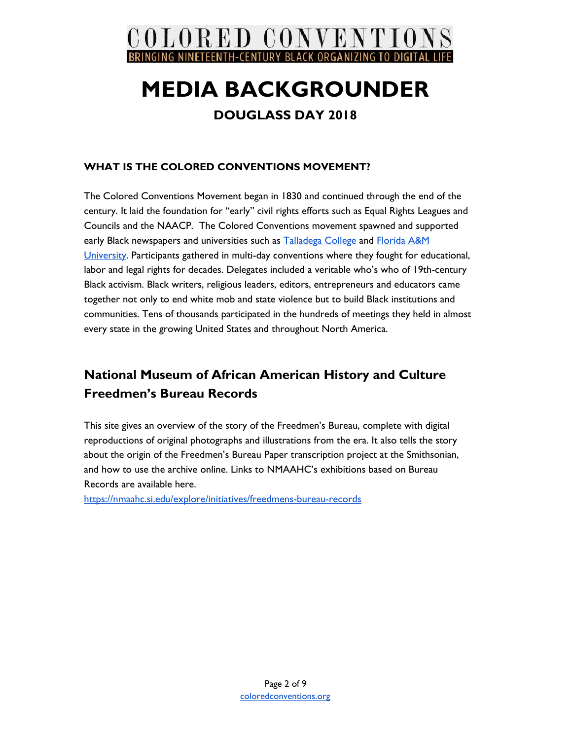# COLORED CONVENTIONS

BRINGING NINETEENTH-CENTURY BLACK ORGANIZING TO DIGITAL LIFE

# MEDIA BACKGROUNDER

## DOUGLASS DAY 2018

### WHAT IS THE COLORED CONVENTIONS MOVEMENT?

The Colored Conventions Movement began in 1830 and continued through the end of the century. It laid the foundation for "early" civil rights efforts such as Equal Rights Leagues and Councils and the NAACP. The Colored Conventions movement spawned and supported early Black newspapers and universities such as [Talladega College]() and [Florida A&M University](). Participants gathered in multi-day conventions where they fought for educational, labor and legal rights for decades. Delegates included a veritable who's who of 19th-century Black activism. Black writers, religious leaders, editors, entrepreneurs and educators came together not only to end white mob and state violence but to build Black institutions and communities. Tens of thousands participated in the hundreds of meetings they held in almost every state in the growing United States and throughout North America.

## National Museum of African American History and Culture Freedmen's Bureau Records

This site gives an overview of the story of the Freedmen's Bureau, complete with digital reproductions of original photographs and illustrations from the era. It also tells the story about the origin of the Freedmen's Bureau Paper transcription project at the Smithsonian, and how to use the archive online. Links to NMAAHC's exhibitions based on Bureau Records are available here.

https://nmaahc.si.edu/explore/initiatives/freedmens-bureau-records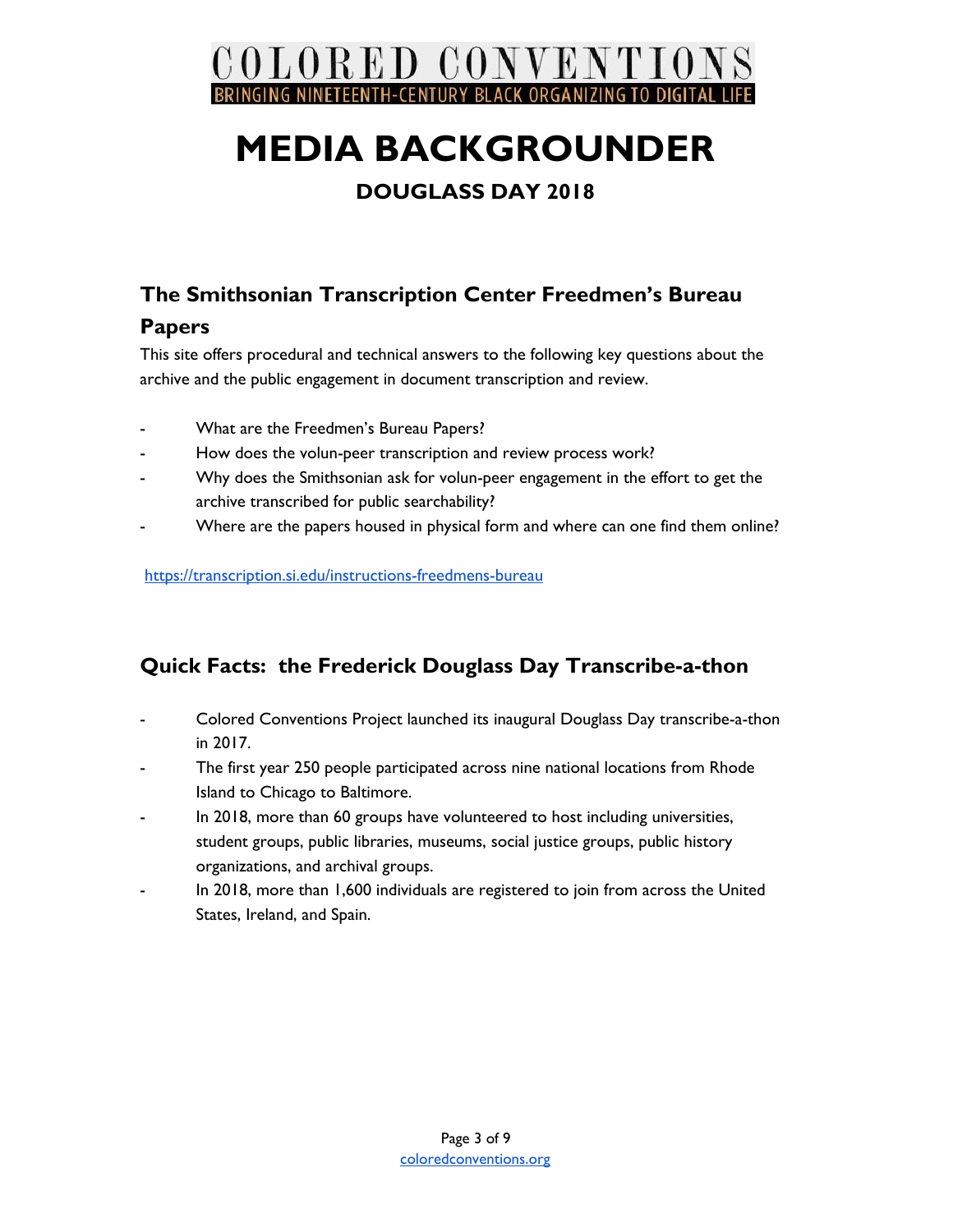# MEDIA BACKGROUNDER

### DOUGLASS DAY 2018

## The Smithsonian Transcription Center Freedmen's Bureau Papers

This site offers procedural and technical answers to the following key questions about the archive and the public engagement in document transcription and review.

- What are the Freedmen's Bureau Papers?
- How does the volun-peer transcription and review process work?
- Why does the Smithsonian ask for volun-peer engagement in the effort to get the archive transcribed for public searchability?
- Where are the papers housed in physical form and where can one find them online?

https://transcription.si.edu/instructions-freedmens-bureau

## Quick Facts: the Frederick Douglass Day Transcribe-a-thon

- Colored Conventions Project launched its inaugural Douglass Day transcribe-a-thon in 2017.
- The first year 250 people participated across nine national locations from Rhode Island to Chicago to Baltimore.
- In 2018, more than 60 groups have volunteered to host including universities, student groups, public libraries, museums, social justice groups, public history organizations, and archival groups.
- In 2018, more than 1,600 individuals are registered to join from across the United States, Ireland, and Spain.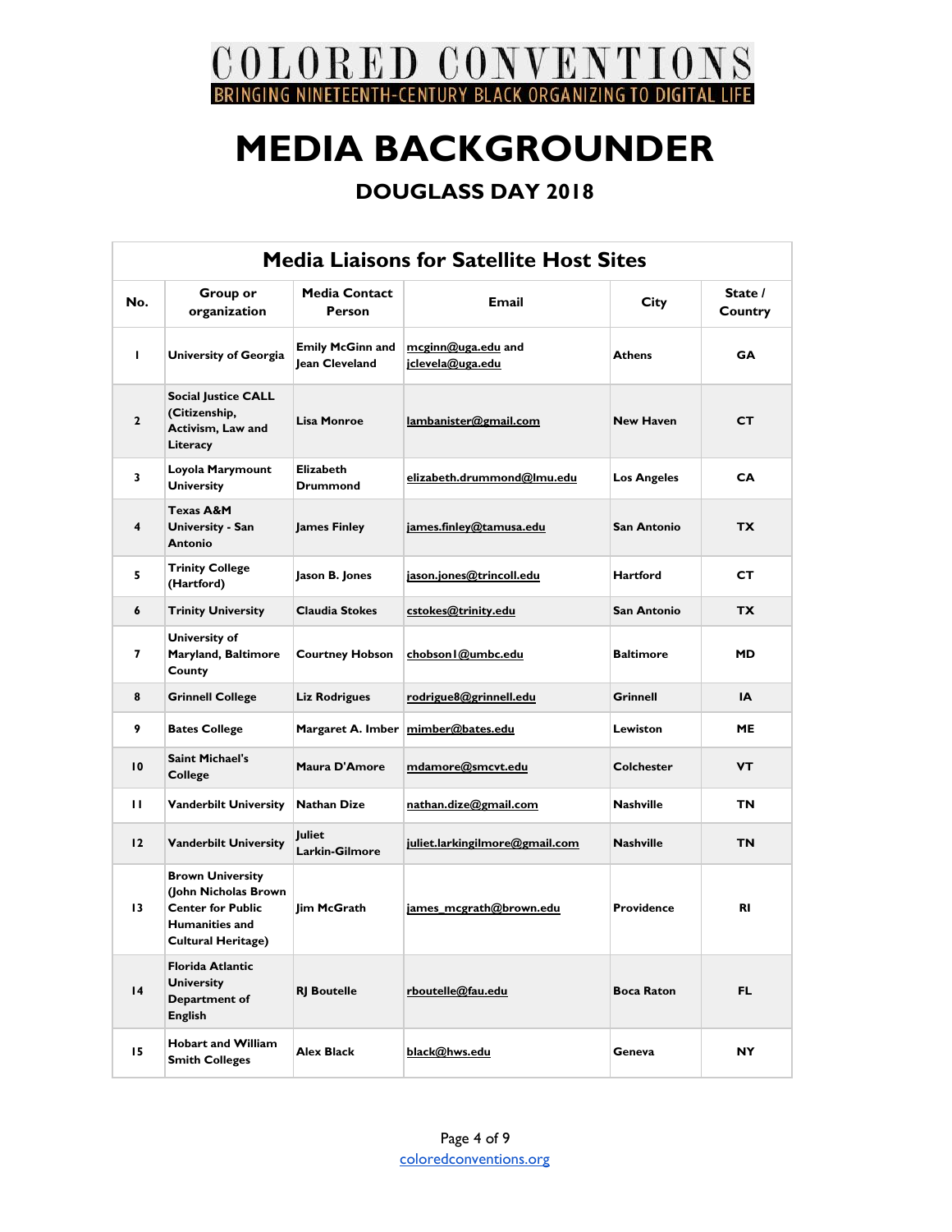COLORED CONVENTIONS
BRINGING NINETEENTH-CENTURY BLACK ORGANIZING TO DIGITAL LIFE

# MEDIA BACKGROUNDER

## DOUGLASS DAY 2018

### Media Liaisons for Satellite Host Sites

| No. | Group or organization | Media Contact Person | Email | City | State / Country |
|---|---|---|---|---|---|
| 1 | University of Georgia | Emily McGinn and Jean Cleveland | mcginn@uga.edu and jclevela@uga.edu | Athens | GA |
| 2 | Social Justice CALL (Citizenship, Activism, Law and Literacy | Lisa Monroe | lambanister@gmail.com | New Haven | CT |
| 3 | Loyola Marymount University | Elizabeth Drummond | elizabeth.drummond@lmu.edu | Los Angeles | CA |
| 4 | Texas A&M University - San Antonio | James Finley | james.finley@tamusa.edu | San Antonio | TX |
| 5 | Trinity College (Hartford) | Jason B. Jones | jason.jones@trincoll.edu | Hartford | CT |
| 6 | Trinity University | Claudia Stokes | cstokes@trinity.edu | San Antonio | TX |
| 7 | University of Maryland, Baltimore County | Courtney Hobson | chobson1@umbc.edu | Baltimore | MD |
| 8 | Grinnell College | Liz Rodrigues | rodrigue8@grinnell.edu | Grinnell | IA |
| 9 | Bates College | Margaret A. Imber | mimber@bates.edu | Lewiston | ME |
| 10 | Saint Michael's College | Maura D'Amore | mdamore@smcvt.edu | Colchester | VT |
| 11 | Vanderbilt University | Nathan Dize | nathan.dize@gmail.com | Nashville | TN |
| 12 | Vanderbilt University | Juliet Larkin-Gilmore | juliet.larkingilmore@gmail.com | Nashville | TN |
| 13 | Brown University (John Nicholas Brown Center for Public Humanities and Cultural Heritage) | Jim McGrath | james_mcgrath@brown.edu | Providence | RI |
| 14 | Florida Atlantic University Department of English | RJ Boutelle | rboutelle@fau.edu | Boca Raton | FL |
| 15 | Hobart and William Smith Colleges | Alex Black | black@hws.edu | Geneva | NY |

coloredconventions.org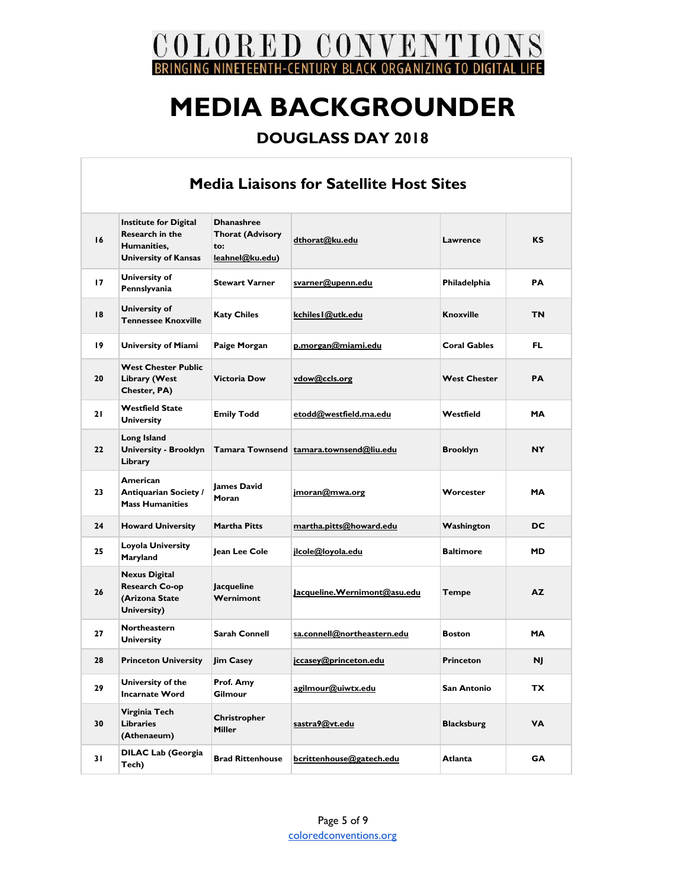# COLORED CONVENTIONS

BRINGING NINETEENTH-CENTURY BLACK ORGANIZING TO DIGITAL LIFE

# MEDIA BACKGROUNDER

## DOUGLASS DAY 2018

### Media Liaisons for Satellite Host Sites

| | | | | | |
|---|---|---|---|---|---|
| 16 | Institute for Digital Research in the Humanities, University of Kansas | Dhanashree Thorat (Advisory to: leahnel@ku.edu) | dthorat@ku.edu | Lawrence | KS |
| 17 | University of Pennslyvania | Stewart Varner | svarner@upenn.edu | Philadelphia | PA |
| 18 | University of Tennessee Knoxville | Katy Chiles | kchiles1@utk.edu | Knoxville | TN |
| 19 | University of Miami | Paige Morgan | p.morgan@miami.edu | Coral Gables | FL |
| 20 | West Chester Public Library (West Chester, PA) | Victoria Dow | vdow@ccls.org | West Chester | PA |
| 21 | Westfield State University | Emily Todd | etodd@westfield.ma.edu | Westfield | MA |
| 22 | Long Island University - Brooklyn Library | Tamara Townsend | tamara.townsend@liu.edu | Brooklyn | NY |
| 23 | American Antiquarian Society / Mass Humanities | James David Moran | jmoran@mwa.org | Worcester | MA |
| 24 | Howard University | Martha Pitts | martha.pitts@howard.edu | Washington | DC |
| 25 | Loyola University Maryland | Jean Lee Cole | jlcole@loyola.edu | Baltimore | MD |
| 26 | Nexus Digital Research Co-op (Arizona State University) | Jacqueline Wernimont | Jacqueline.Wernimont@asu.edu | Tempe | AZ |
| 27 | Northeastern University | Sarah Connell | sa.connell@northeastern.edu | Boston | MA |
| 28 | Princeton University | Jim Casey | jccasey@princeton.edu | Princeton | NJ |
| 29 | University of the Incarnate Word | Prof. Amy Gilmour | agilmour@uiwtx.edu | San Antonio | TX |
| 30 | Virginia Tech Libraries (Athenaeum) | Christropher Miller | sastra9@vt.edu | Blacksburg | VA |
| 31 | DILAC Lab (Georgia Tech) | Brad Rittenhouse | bcrittenhouse@gatech.edu | Atlanta | GA |

coloredconventions.org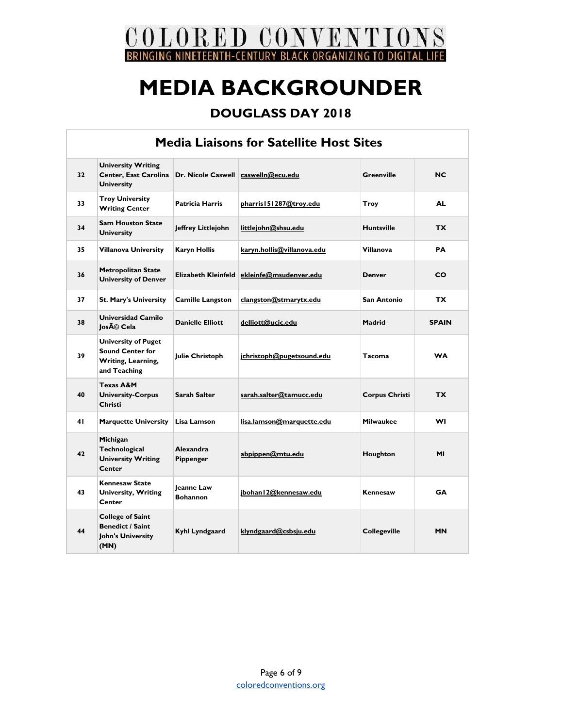# COLORED CONVENTIONS

BRINGING NINETEENTH-CENTURY BLACK ORGANIZING TO DIGITAL LIFE

# MEDIA BACKGROUNDER

## DOUGLASS DAY 2018

| Media Liaisons for Satellite Host Sites | | | | | |
|---|---|---|---|---|---|
| 32 | University Writing Center, East Carolina University | Dr. Nicole Caswell | caswelln@ecu.edu | Greenville | NC |
| 33 | Troy University Writing Center | Patricia Harris | pharris151287@troy.edu | Troy | AL |
| 34 | Sam Houston State University | Jeffrey Littlejohn | littlejohn@shsu.edu | Huntsville | TX |
| 35 | Villanova University | Karyn Hollis | karyn.hollis@villanova.edu | Villanova | PA |
| 36 | Metropolitan State University of Denver | Elizabeth Kleinfeld | ekleinfe@msudenver.edu | Denver | CO |
| 37 | St. Mary's University | Camille Langston | clangston@stmarytx.edu | San Antonio | TX |
| 38 | Universidad Camilo JosÃ© Cela | Danielle Elliott | delliott@ucjc.edu | Madrid | SPAIN |
| 39 | University of Puget Sound Center for Writing, Learning, and Teaching | Julie Christoph | jchristoph@pugetsound.edu | Tacoma | WA |
| 40 | Texas A&M University-Corpus Christi | Sarah Salter | sarah.salter@tamucc.edu | Corpus Christi | TX |
| 41 | Marquette University | Lisa Lamson | lisa.lamson@marquette.edu | Milwaukee | WI |
| 42 | Michigan Technological University Writing Center | Alexandra Pippenger | abpippen@mtu.edu | Houghton | MI |
| 43 | Kennesaw State University, Writing Center | Jeanne Law Bohannon | jbohan12@kennesaw.edu | Kennesaw | GA |
| 44 | College of Saint Benedict / Saint John's University (MN) | Kyhl Lyndgaard | klyndgaard@csbsju.edu | Collegeville | MN |

coloredconventions.org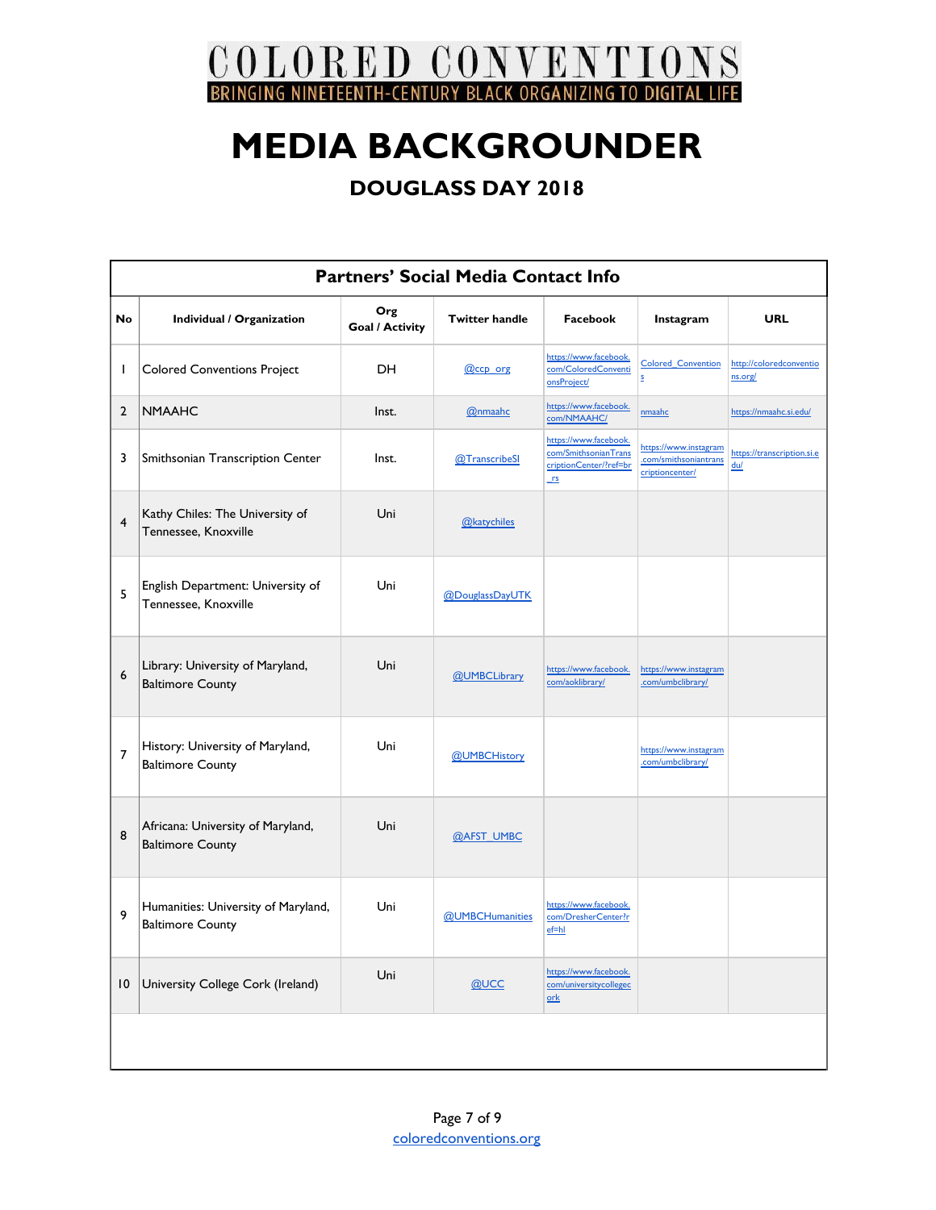# COLORED CONVENTIONS

BRINGING NINETEENTH-CENTURY BLACK ORGANIZING TO DIGITAL LIFE

# MEDIA BACKGROUNDER

## DOUGLASS DAY 2018

| Partners' Social Media Contact Info | | | | | | |
|---|---|---|---|---|---|---|
| **No** | **Individual / Organization** | **Org Goal / Activity** | **Twitter handle** | **Facebook** | **Instagram** | **URL** |
| 1 | Colored Conventions Project | DH | @ccp_org | https://www.facebook.com/ColoredConventionsProject/ | Colored_Conventions | http://coloredconventions.org/ |
| 2 | NMAAHC | Inst. | @nmaahc | https://www.facebook.com/NMAAHC/ | nmaahc | https://nmaahc.si.edu/ |
| 3 | Smithsonian Transcription Center | Inst. | @TranscribeSI | https://www.facebook.com/SmithsonianTranscriptionCenter/?ref=br_rs | https://www.instagram.com/smithsoniantranscriptioncenter/ | https://transcription.si.edu/ |
| 4 | Kathy Chiles: The University of Tennessee, Knoxville | Uni | @katychiles | | | |
| 5 | English Department: University of Tennessee, Knoxville | Uni | @DouglassDayUTK | | | |
| 6 | Library: University of Maryland, Baltimore County | Uni | @UMBCLibrary | https://www.facebook.com/aoklibrary/ | https://www.instagram.com/umbclibrary/ | |
| 7 | History: University of Maryland, Baltimore County | Uni | @UMBCHistory | | https://www.instagram.com/umbclibrary/ | |
| 8 | Africana: University of Maryland, Baltimore County | Uni | @AFST_UMBC | | | |
| 9 | Humanities: University of Maryland, Baltimore County | Uni | @UMBCHumanities | https://www.facebook.com/DresherCenter?ref=hl | | |
| 10 | University College Cork (Ireland) | Uni | @UCC | https://www.facebook.com/universitycollegecork | | |

coloredconventions.org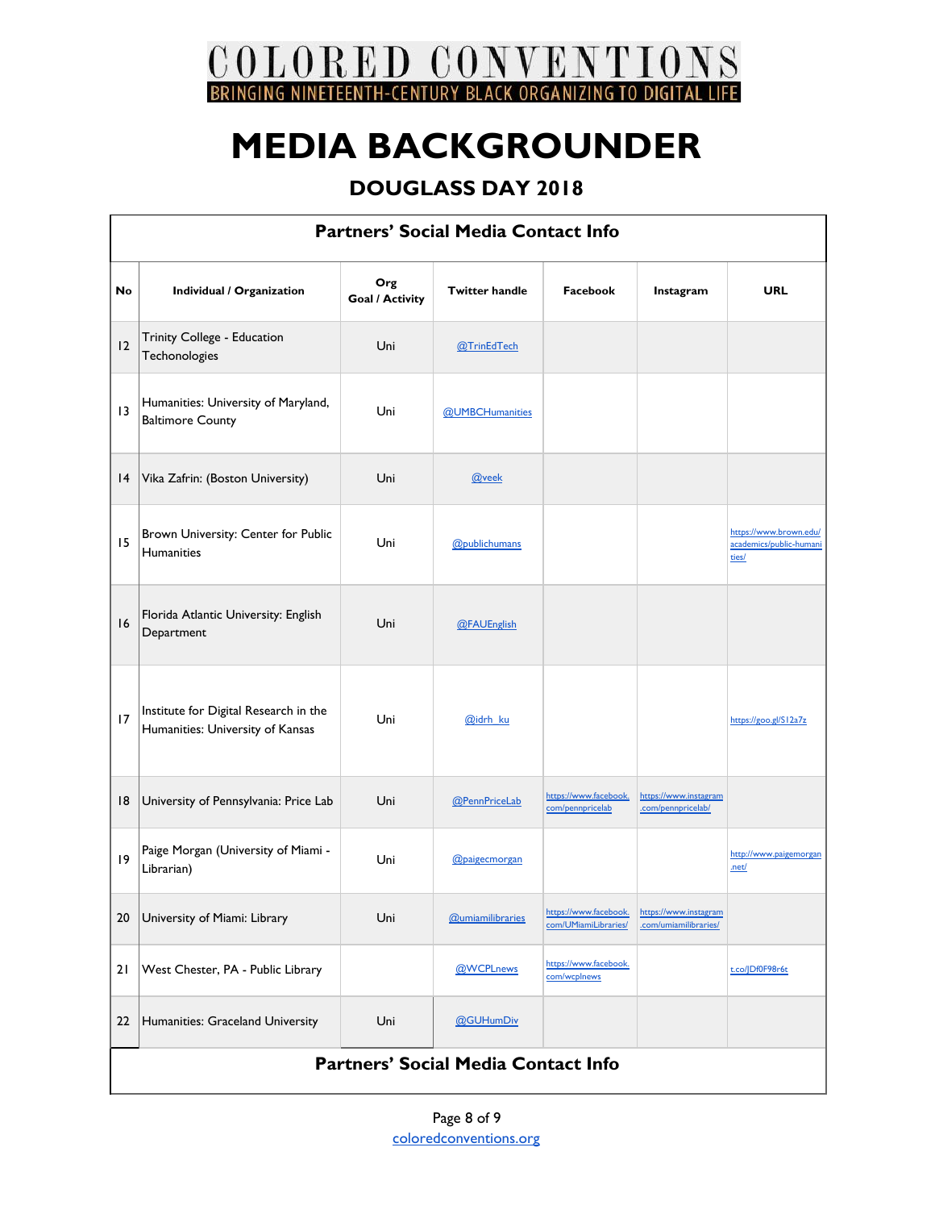# COLORED CONVENTIONS

BRINGING NINETEENTH-CENTURY BLACK ORGANIZING TO DIGITAL LIFE

# MEDIA BACKGROUNDER

## DOUGLASS DAY 2018

**Partners' Social Media Contact Info**

| No | Individual / Organization | Org Goal / Activity | Twitter handle | Facebook | Instagram | URL |
|---|---|---|---|---|---|---|
| 12 | Trinity College - Education Techonologies | Uni | @TrinEdTech | | | |
| 13 | Humanities: University of Maryland, Baltimore County | Uni | @UMBCHumanities | | | |
| 14 | Vika Zafrin: (Boston University) | Uni | @veek | | | |
| 15 | Brown University: Center for Public Humanities | Uni | @publichumans | | | https://www.brown.edu/academics/public-humanities/ |
| 16 | Florida Atlantic University: English Department | Uni | @FAUEnglish | | | |
| 17 | Institute for Digital Research in the Humanities: University of Kansas | Uni | @idrh_ku | | | https://goo.gl/S12a7z |
| 18 | University of Pennsylvania: Price Lab | Uni | @PennPriceLab | https://www.facebook.com/pennpricelab | https://www.instagram.com/pennpricelab/ | |
| 19 | Paige Morgan (University of Miami - Librarian) | Uni | @paigecmorgan | | | http://www.paigemorgan.net/ |
| 20 | University of Miami: Library | Uni | @umiamilibraries | https://www.facebook.com/UMiamiLibraries/ | https://www.instagram.com/umiamilibraries/ | |
| 21 | West Chester, PA - Public Library | | @WCPLnews | https://www.facebook.com/wcplnews | | t.co/JDf0F98r6t |
| 22 | Humanities: Graceland University | Uni | @GUHumDiv | | | |

**Partners' Social Media Contact Info**

coloredconventions.org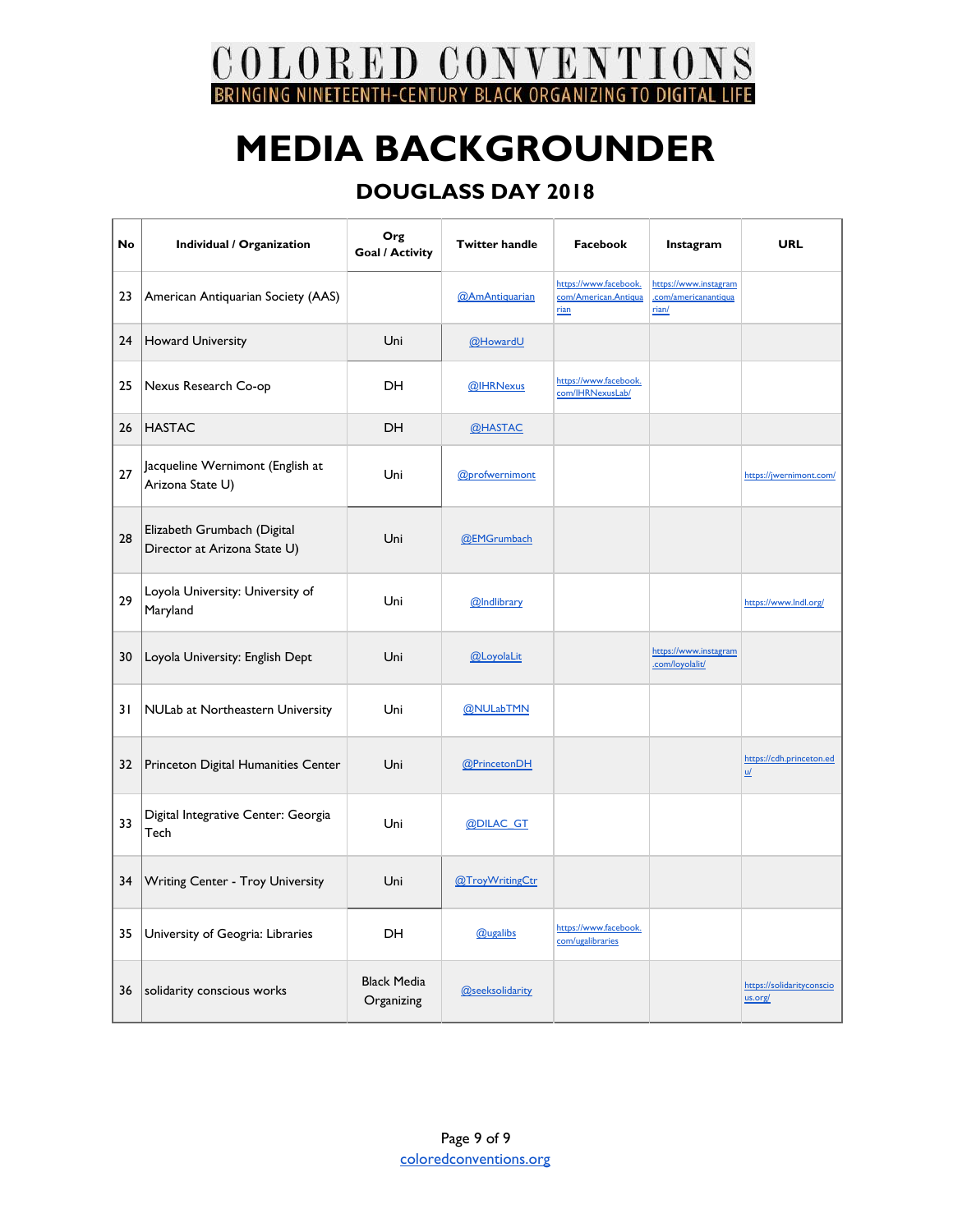# COLORED CONVENTIONS

BRINGING NINETEENTH-CENTURY BLACK ORGANIZING TO DIGITAL LIFE

# MEDIA BACKGROUNDER

## DOUGLASS DAY 2018

| No | Individual / Organization | Org Goal / Activity | Twitter handle | Facebook | Instagram | URL |
|---|---|---|---|---|---|---|
| 23 | American Antiquarian Society (AAS) | | @AmAntiquarian | https://www.facebook.com/American.Antiquarian | https://www.instagram.com/americanantiquarian/ | |
| 24 | Howard University | Uni | @HowardU | | | |
| 25 | Nexus Research Co-op | DH | @IHRNexus | https://www.facebook.com/IHRNexusLab/ | | |
| 26 | HASTAC | DH | @HASTAC | | | |
| 27 | Jacqueline Wernimont (English at Arizona State U) | Uni | @profwernimont | | | https://jwernimont.com/ |
| 28 | Elizabeth Grumbach (Digital Director at Arizona State U) | Uni | @EMGrumbach | | | |
| 29 | Loyola University: University of Maryland | Uni | @lndlibrary | | | https://www.lndl.org/ |
| 30 | Loyola University: English Dept | Uni | @LoyolaLit | | https://www.instagram.com/loyolalit/ | |
| 31 | NULab at Northeastern University | Uni | @NULabTMN | | | |
| 32 | Princeton Digital Humanities Center | Uni | @PrincetonDH | | | https://cdh.princeton.edu/ |
| 33 | Digital Integrative Center: Georgia Tech | Uni | @DILAC_GT | | | |
| 34 | Writing Center - Troy University | Uni | @TroyWritingCtr | | | |
| 35 | University of Geogria: Libraries | DH | @ugalibs | https://www.facebook.com/ugalibraries | | |
| 36 | solidarity conscious works | Black Media Organizing | @seeksolidarity | | | https://solidarityconscious.org/ |

coloredconventions.org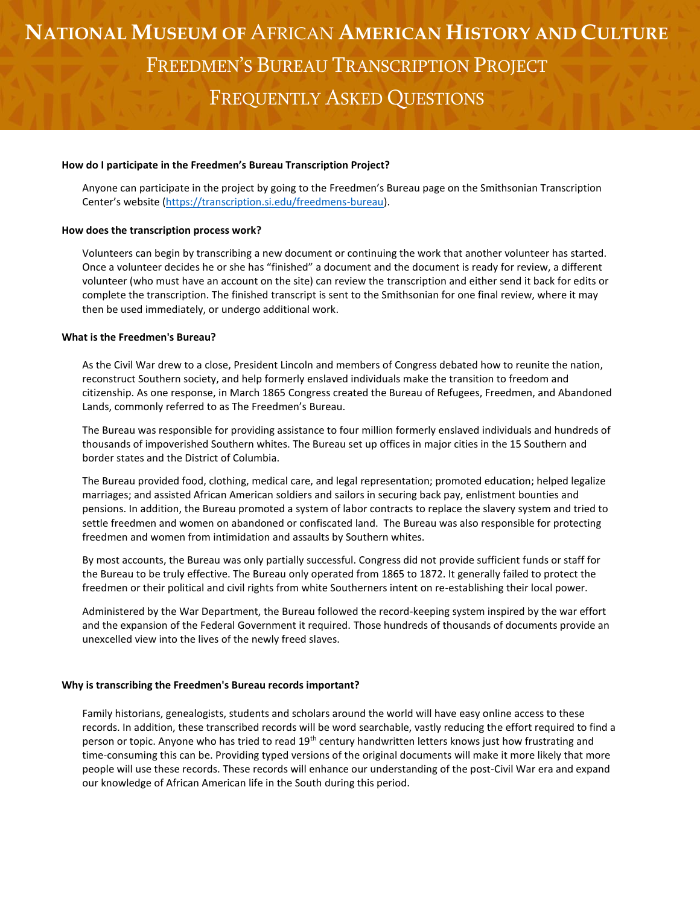# National Museum of African American History and Culture

## Freedmen's Bureau Transcription Project

## Frequently Asked Questions

**How do I participate in the Freedmen's Bureau Transcription Project?**

Anyone can participate in the project by going to the Freedmen's Bureau page on the Smithsonian Transcription Center's website (https://transcription.si.edu/freedmens-bureau).

**How does the transcription process work?**

Volunteers can begin by transcribing a new document or continuing the work that another volunteer has started. Once a volunteer decides he or she has "finished" a document and the document is ready for review, a different volunteer (who must have an account on the site) can review the transcription and either send it back for edits or complete the transcription. The finished transcript is sent to the Smithsonian for one final review, where it may then be used immediately, or undergo additional work.

**What is the Freedmen's Bureau?**

As the Civil War drew to a close, President Lincoln and members of Congress debated how to reunite the nation, reconstruct Southern society, and help formerly enslaved individuals make the transition to freedom and citizenship. As one response, in March 1865 Congress created the Bureau of Refugees, Freedmen, and Abandoned Lands, commonly referred to as The Freedmen's Bureau.

The Bureau was responsible for providing assistance to four million formerly enslaved individuals and hundreds of thousands of impoverished Southern whites. The Bureau set up offices in major cities in the 15 Southern and border states and the District of Columbia.

The Bureau provided food, clothing, medical care, and legal representation; promoted education; helped legalize marriages; and assisted African American soldiers and sailors in securing back pay, enlistment bounties and pensions. In addition, the Bureau promoted a system of labor contracts to replace the slavery system and tried to settle freedmen and women on abandoned or confiscated land. The Bureau was also responsible for protecting freedmen and women from intimidation and assaults by Southern whites.

By most accounts, the Bureau was only partially successful. Congress did not provide sufficient funds or staff for the Bureau to be truly effective. The Bureau only operated from 1865 to 1872. It generally failed to protect the freedmen or their political and civil rights from white Southerners intent on re-establishing their local power.

Administered by the War Department, the Bureau followed the record-keeping system inspired by the war effort and the expansion of the Federal Government it required. Those hundreds of thousands of documents provide an unexcelled view into the lives of the newly freed slaves.

**Why is transcribing the Freedmen's Bureau records important?**

Family historians, genealogists, students and scholars around the world will have easy online access to these records. In addition, these transcribed records will be word searchable, vastly reducing the effort required to find a person or topic. Anyone who has tried to read 19th century handwritten letters knows just how frustrating and time-consuming this can be. Providing typed versions of the original documents will make it more likely that more people will use these records. These records will enhance our understanding of the post-Civil War era and expand our knowledge of African American life in the South during this period.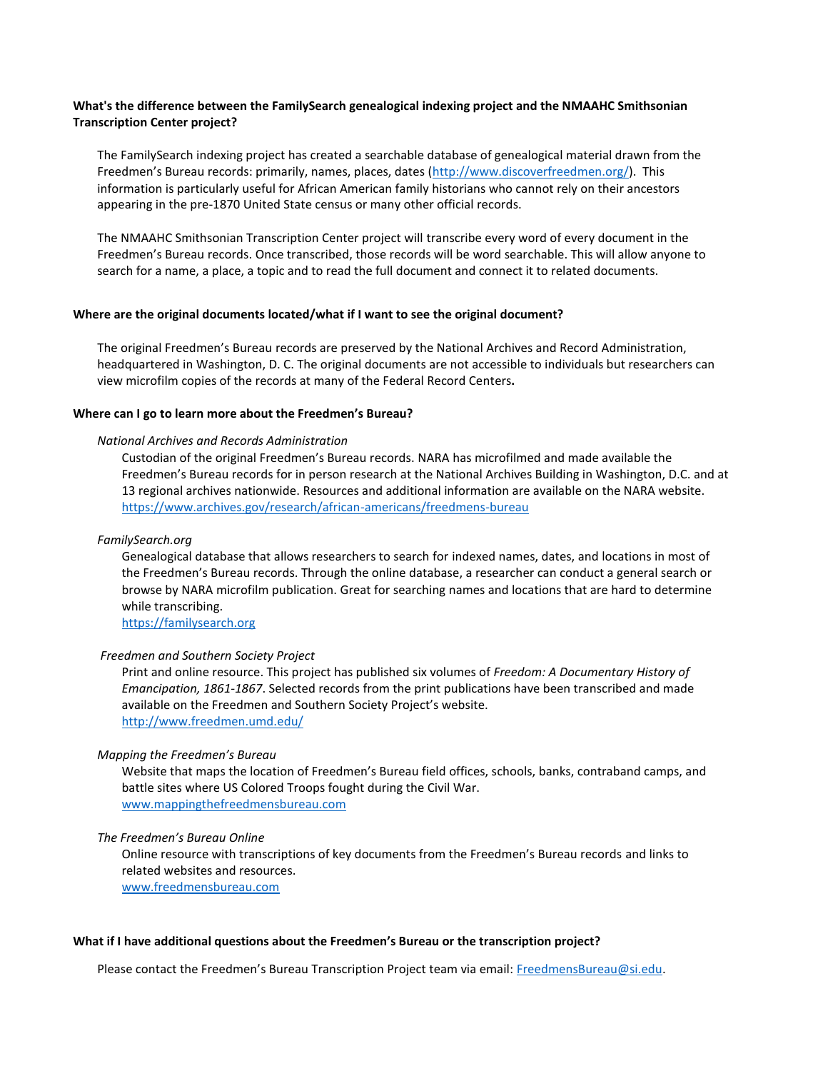**What's the difference between the FamilySearch genealogical indexing project and the NMAAHC Smithsonian Transcription Center project?**

The FamilySearch indexing project has created a searchable database of genealogical material drawn from the Freedmen's Bureau records: primarily, names, places, dates (http://www.discoverfreedmen.org/). This information is particularly useful for African American family historians who cannot rely on their ancestors appearing in the pre-1870 United State census or many other official records.

The NMAAHC Smithsonian Transcription Center project will transcribe every word of every document in the Freedmen's Bureau records. Once transcribed, those records will be word searchable. This will allow anyone to search for a name, a place, a topic and to read the full document and connect it to related documents.

**Where are the original documents located/what if I want to see the original document?**

The original Freedmen's Bureau records are preserved by the National Archives and Record Administration, headquartered in Washington, D. C. The original documents are not accessible to individuals but researchers can view microfilm copies of the records at many of the Federal Record Centers**.**

**Where can I go to learn more about the Freedmen's Bureau?**

*National Archives and Records Administration*

Custodian of the original Freedmen's Bureau records. NARA has microfilmed and made available the Freedmen's Bureau records for in person research at the National Archives Building in Washington, D.C. and at 13 regional archives nationwide. Resources and additional information are available on the NARA website.
https://www.archives.gov/research/african-americans/freedmens-bureau

*FamilySearch.org*

Genealogical database that allows researchers to search for indexed names, dates, and locations in most of the Freedmen's Bureau records. Through the online database, a researcher can conduct a general search or browse by NARA microfilm publication. Great for searching names and locations that are hard to determine while transcribing.
https://familysearch.org

*Freedmen and Southern Society Project*

Print and online resource. This project has published six volumes of *Freedom: A Documentary History of Emancipation, 1861-1867*. Selected records from the print publications have been transcribed and made available on the Freedmen and Southern Society Project's website.
http://www.freedmen.umd.edu/

*Mapping the Freedmen's Bureau*

Website that maps the location of Freedmen's Bureau field offices, schools, banks, contraband camps, and battle sites where US Colored Troops fought during the Civil War.
www.mappingthefreedmensbureau.com

*The Freedmen's Bureau Online*

Online resource with transcriptions of key documents from the Freedmen's Bureau records and links to related websites and resources.
www.freedmensbureau.com

**What if I have additional questions about the Freedmen's Bureau or the transcription project?**

Please contact the Freedmen's Bureau Transcription Project team via email: FreedmensBureau@si.edu.